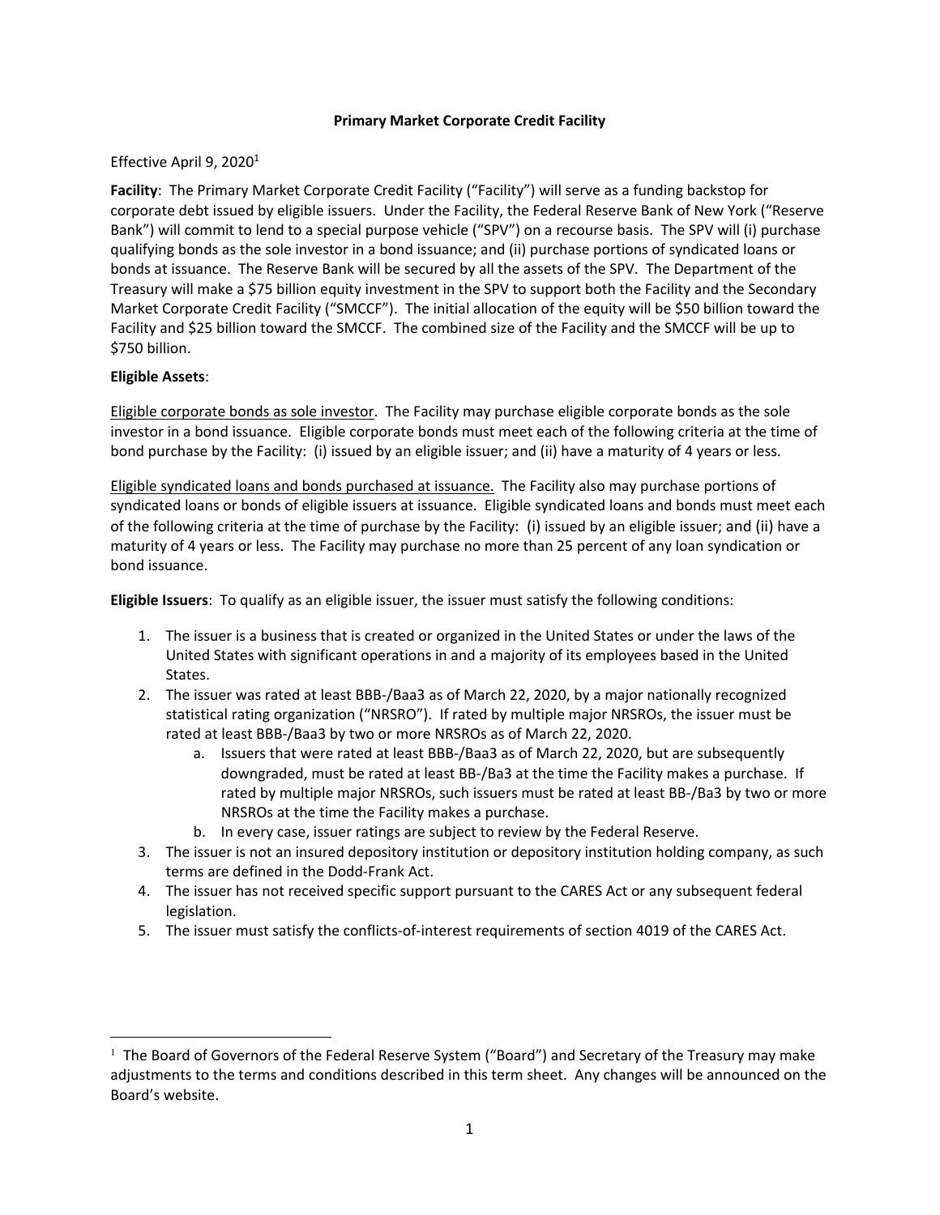**Primary Market Corporate Credit Facility**

Effective April 9, 2020[1]

**Facility**: The Primary Market Corporate Credit Facility ("Facility") will serve as a funding backstop for corporate debt issued by eligible issuers. Under the Facility, the Federal Reserve Bank of New York ("Reserve Bank") will commit to lend to a special purpose vehicle ("SPV") on a recourse basis. The SPV will (i) purchase qualifying bonds as the sole investor in a bond issuance; and (ii) purchase portions of syndicated loans or bonds at issuance. The Reserve Bank will be secured by all the assets of the SPV. The Department of the Treasury will make a $75 billion equity investment in the SPV to support both the Facility and the Secondary Market Corporate Credit Facility ("SMCCF"). The initial allocation of the equity will be $50 billion toward the Facility and $25 billion toward the SMCCF. The combined size of the Facility and the SMCCF will be up to $750 billion.

**Eligible Assets**:

<u>Eligible corporate bonds as sole investor</u>. The Facility may purchase eligible corporate bonds as the sole investor in a bond issuance. Eligible corporate bonds must meet each of the following criteria at the time of bond purchase by the Facility: (i) issued by an eligible issuer; and (ii) have a maturity of 4 years or less.

<u>Eligible syndicated loans and bonds purchased at issuance.</u> The Facility also may purchase portions of syndicated loans or bonds of eligible issuers at issuance. Eligible syndicated loans and bonds must meet each of the following criteria at the time of purchase by the Facility: (i) issued by an eligible issuer; and (ii) have a maturity of 4 years or less. The Facility may purchase no more than 25 percent of any loan syndication or bond issuance.

**Eligible Issuers**: To qualify as an eligible issuer, the issuer must satisfy the following conditions:

1. The issuer is a business that is created or organized in the United States or under the laws of the United States with significant operations in and a majority of its employees based in the United States.
2. The issuer was rated at least BBB-/Baa3 as of March 22, 2020, by a major nationally recognized statistical rating organization ("NRSRO"). If rated by multiple major NRSROs, the issuer must be rated at least BBB-/Baa3 by two or more NRSROs as of March 22, 2020.
   a. Issuers that were rated at least BBB-/Baa3 as of March 22, 2020, but are subsequently downgraded, must be rated at least BB-/Ba3 at the time the Facility makes a purchase. If rated by multiple major NRSROs, such issuers must be rated at least BB-/Ba3 by two or more NRSROs at the time the Facility makes a purchase.
   b. In every case, issuer ratings are subject to review by the Federal Reserve.
3. The issuer is not an insured depository institution or depository institution holding company, as such terms are defined in the Dodd-Frank Act.
4. The issuer has not received specific support pursuant to the CARES Act or any subsequent federal legislation.
5. The issuer must satisfy the conflicts-of-interest requirements of section 4019 of the CARES Act.

[1] The Board of Governors of the Federal Reserve System ("Board") and Secretary of the Treasury may make adjustments to the terms and conditions described in this term sheet. Any changes will be announced on the Board's website.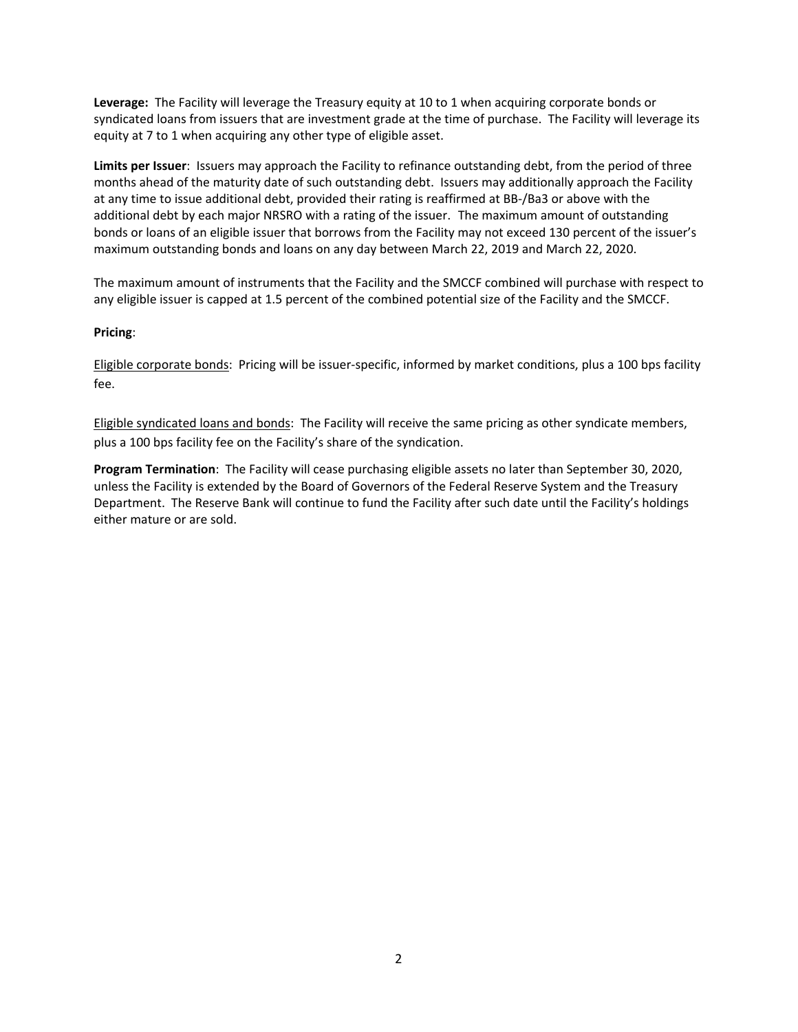**Leverage:** The Facility will leverage the Treasury equity at 10 to 1 when acquiring corporate bonds or syndicated loans from issuers that are investment grade at the time of purchase. The Facility will leverage its equity at 7 to 1 when acquiring any other type of eligible asset.

**Limits per Issuer**: Issuers may approach the Facility to refinance outstanding debt, from the period of three months ahead of the maturity date of such outstanding debt. Issuers may additionally approach the Facility at any time to issue additional debt, provided their rating is reaffirmed at BB-/Ba3 or above with the additional debt by each major NRSRO with a rating of the issuer. The maximum amount of outstanding bonds or loans of an eligible issuer that borrows from the Facility may not exceed 130 percent of the issuer's maximum outstanding bonds and loans on any day between March 22, 2019 and March 22, 2020.

The maximum amount of instruments that the Facility and the SMCCF combined will purchase with respect to any eligible issuer is capped at 1.5 percent of the combined potential size of the Facility and the SMCCF.

**Pricing**:

Eligible corporate bonds: Pricing will be issuer-specific, informed by market conditions, plus a 100 bps facility fee.

Eligible syndicated loans and bonds: The Facility will receive the same pricing as other syndicate members, plus a 100 bps facility fee on the Facility's share of the syndication.

**Program Termination**: The Facility will cease purchasing eligible assets no later than September 30, 2020, unless the Facility is extended by the Board of Governors of the Federal Reserve System and the Treasury Department. The Reserve Bank will continue to fund the Facility after such date until the Facility's holdings either mature or are sold.